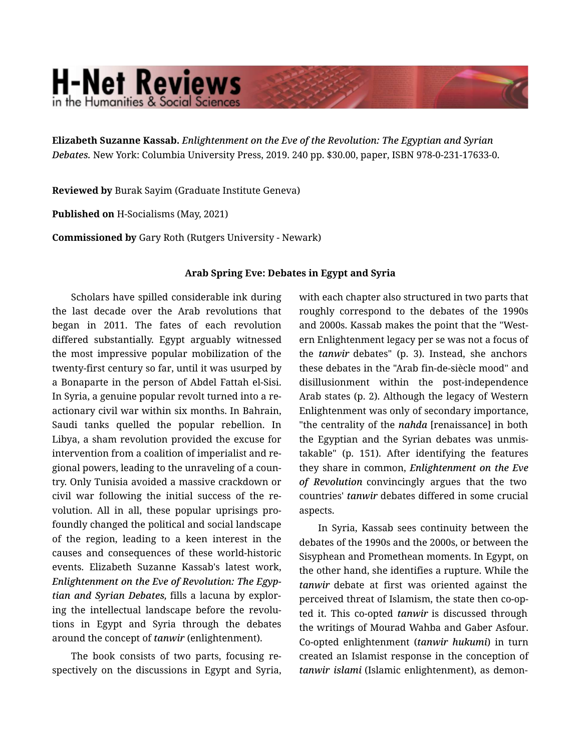**Elizabeth Suzanne Kassab.** *Enlightenment on the Eve of the Revolution: The Egyptian and Syrian Debates.* New York: Columbia University Press, 2019. 240 pp. $30.00, paper, ISBN 978-0-231-17633-0.

**Reviewed by** Burak Sayim (Graduate Institute Geneva)

**Published on** H-Socialisms (May, 2021)

**Commissioned by** Gary Roth (Rutgers University - Newark)

### Arab Spring Eve: Debates in Egypt and Syria

Scholars have spilled considerable ink during the last decade over the Arab revolutions that began in 2011. The fates of each revolution differed substantially. Egypt arguably witnessed the most impressive popular mobilization of the twenty-first century so far, until it was usurped by a Bonaparte in the person of Abdel Fattah el-Sisi. In Syria, a genuine popular revolt turned into a reactionary civil war within six months. In Bahrain, Saudi tanks quelled the popular rebellion. In Libya, a sham revolution provided the excuse for intervention from a coalition of imperialist and regional powers, leading to the unraveling of a country. Only Tunisia avoided a massive crackdown or civil war following the initial success of the revolution. All in all, these popular uprisings profoundly changed the political and social landscape of the region, leading to a keen interest in the causes and consequences of these world-historic events. Elizabeth Suzanne Kassab's latest work, *Enlightenment on the Eve of Revolution: The Egyptian and Syrian Debates,* fills a lacuna by exploring the intellectual landscape before the revolutions in Egypt and Syria through the debates around the concept of *tanwir* (enlightenment).

The book consists of two parts, focusing respectively on the discussions in Egypt and Syria, with each chapter also structured in two parts that roughly correspond to the debates of the 1990s and 2000s. Kassab makes the point that the "Western Enlightenment legacy per se was not a focus of the *tanwir* debates" (p. 3). Instead, she anchors these debates in the "Arab fin-de-siècle mood" and disillusionment within the post-independence Arab states (p. 2). Although the legacy of Western Enlightenment was only of secondary importance, "the centrality of the ***nahda*** [renaissance] in both the Egyptian and the Syrian debates was unmistakable" (p. 151). After identifying the features they share in common, ***Enlightenment on the Eve of Revolution*** convincingly argues that the two countries' ***tanwir*** debates differed in some crucial aspects.

In Syria, Kassab sees continuity between the debates of the 1990s and the 2000s, or between the Sisyphean and Promethean moments. In Egypt, on the other hand, she identifies a rupture. While the *tanwir* debate at first was oriented against the perceived threat of Islamism, the state then co-opted it. This co-opted *tanwir* is discussed through the writings of Mourad Wahba and Gaber Asfour. Co-opted enlightenment (*tanwir hukumi*) in turn created an Islamist response in the conception of *tanwir islami* (Islamic enlightenment), as demon-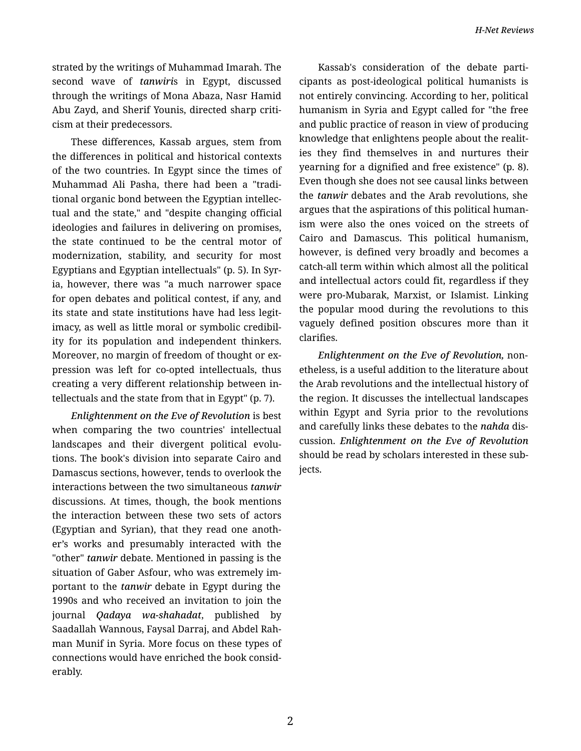strated by the writings of Muhammad Imarah. The second wave of *tanwiri*s in Egypt, discussed through the writings of Mona Abaza, Nasr Hamid Abu Zayd, and Sherif Younis, directed sharp criticism at their predecessors.

These differences, Kassab argues, stem from the differences in political and historical contexts of the two countries. In Egypt since the times of Muhammad Ali Pasha, there had been a "traditional organic bond between the Egyptian intellectual and the state," and "despite changing official ideologies and failures in delivering on promises, the state continued to be the central motor of modernization, stability, and security for most Egyptians and Egyptian intellectuals" (p. 5). In Syria, however, there was "a much narrower space for open debates and political contest, if any, and its state and state institutions have had less legitimacy, as well as little moral or symbolic credibility for its population and independent thinkers. Moreover, no margin of freedom of thought or expression was left for co-opted intellectuals, thus creating a very different relationship between intellectuals and the state from that in Egypt" (p. 7).

*Enlightenment on the Eve of Revolution* is best when comparing the two countries' intellectual landscapes and their divergent political evolutions. The book's division into separate Cairo and Damascus sections, however, tends to overlook the interactions between the two simultaneous *tanwir* discussions. At times, though, the book mentions the interaction between these two sets of actors (Egyptian and Syrian), that they read one another's works and presumably interacted with the "other" *tanwir* debate. Mentioned in passing is the situation of Gaber Asfour, who was extremely important to the *tanwir* debate in Egypt during the 1990s and who received an invitation to join the journal *Qadaya wa-shahadat*, published by Saadallah Wannous, Faysal Darraj, and Abdel Rahman Munif in Syria. More focus on these types of connections would have enriched the book considerably.

Kassab's consideration of the debate participants as post-ideological political humanists is not entirely convincing. According to her, political humanism in Syria and Egypt called for "the free and public practice of reason in view of producing knowledge that enlightens people about the realities they find themselves in and nurtures their yearning for a dignified and free existence" (p. 8). Even though she does not see causal links between the *tanwir* debates and the Arab revolutions, she argues that the aspirations of this political humanism were also the ones voiced on the streets of Cairo and Damascus. This political humanism, however, is defined very broadly and becomes a catch-all term within which almost all the political and intellectual actors could fit, regardless if they were pro-Mubarak, Marxist, or Islamist. Linking the popular mood during the revolutions to this vaguely defined position obscures more than it clarifies.

*Enlightenment on the Eve of Revolution,* nonetheless, is a useful addition to the literature about the Arab revolutions and the intellectual history of the region. It discusses the intellectual landscapes within Egypt and Syria prior to the revolutions and carefully links these debates to the *nahda* discussion. *Enlightenment on the Eve of Revolution* should be read by scholars interested in these subjects.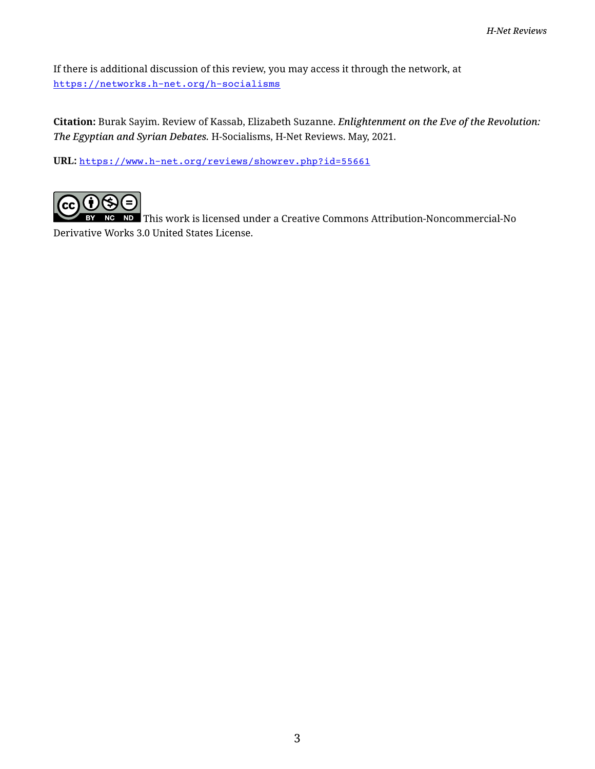If there is additional discussion of this review, you may access it through the network, at https://networks.h-net.org/h-socialisms

**Citation:** Burak Sayim. Review of Kassab, Elizabeth Suzanne. ***Enlightenment on the Eve of the Revolution: The Egyptian and Syrian Debates.*** H-Socialisms, H-Net Reviews. May, 2021.

**URL:** https://www.h-net.org/reviews/showrev.php?id=55661

This work is licensed under a Creative Commons Attribution-Noncommercial-No Derivative Works 3.0 United States License.